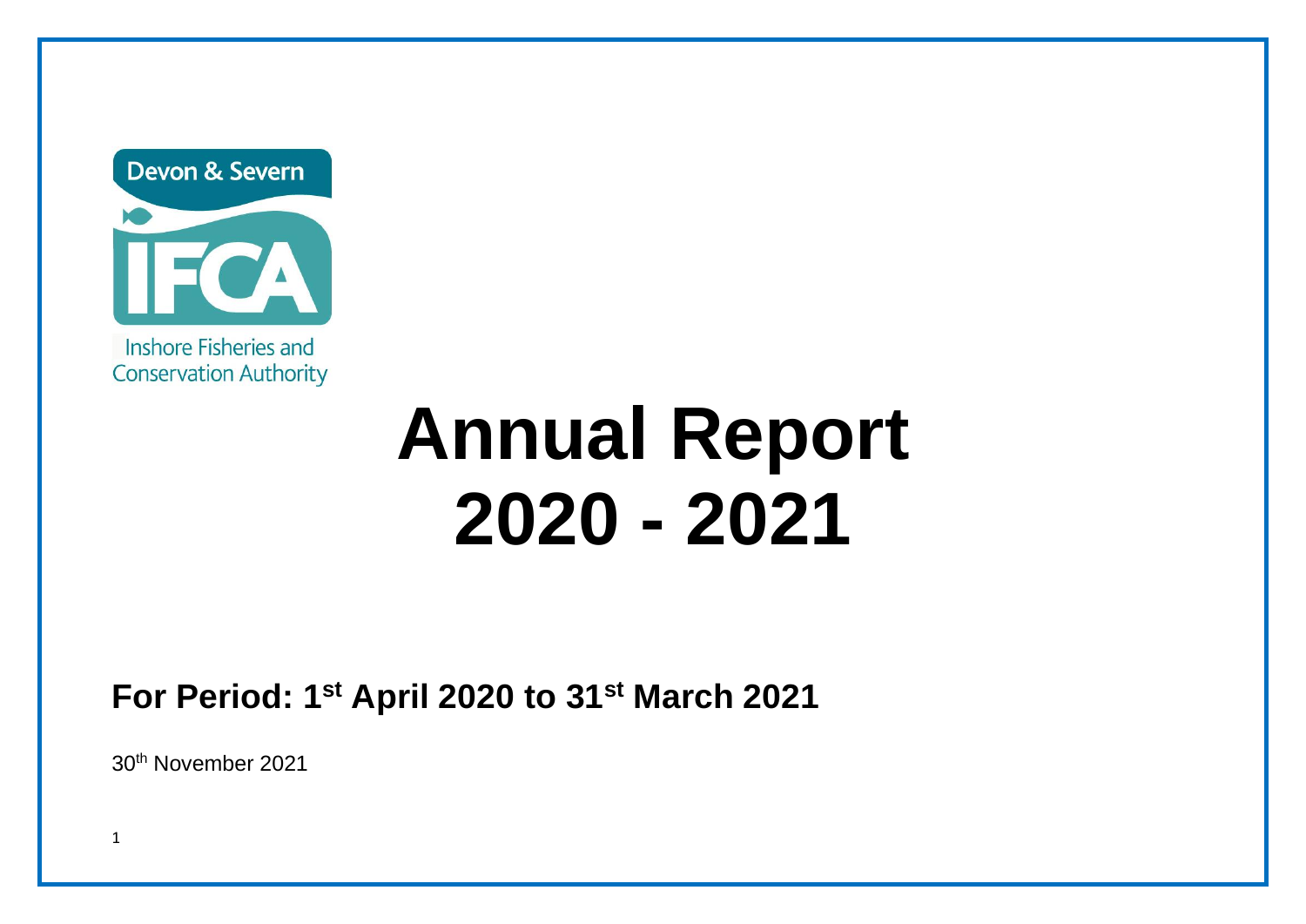Devon & Severn

IFCA

Inshore Fisheries and Conservation Authority

# Annual Report 2020 - 2021

## For Period: 1st April 2020 to 31st March 2021

30th November 2021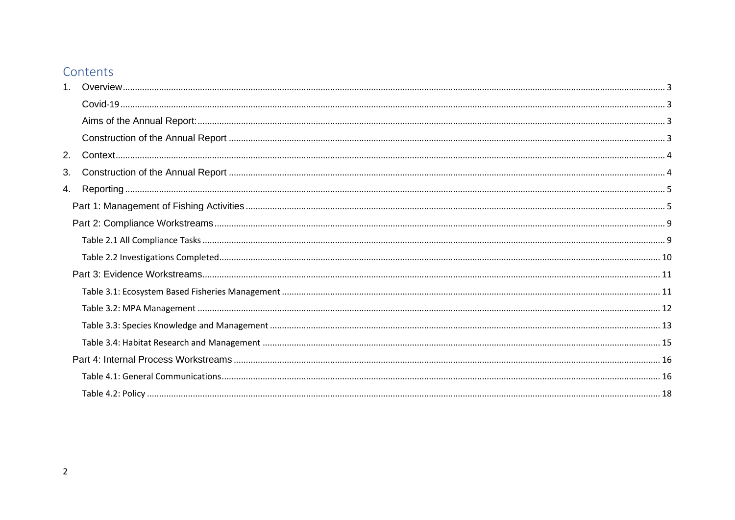## Contents

1. Overview ... 3
   - Covid-19 ... 3
   - Aims of the Annual Report: ... 3
   - Construction of the Annual Report ... 3
2. Context ... 4
3. Construction of the Annual Report ... 4
4. Reporting ... 5
   - Part 1: Management of Fishing Activities ... 5
   - Part 2: Compliance Workstreams ... 9
     - Table 2.1 All Compliance Tasks ... 9
     - Table 2.2 Investigations Completed ... 10
   - Part 3: Evidence Workstreams ... 11
     - Table 3.1: Ecosystem Based Fisheries Management ... 11
     - Table 3.2: MPA Management ... 12
     - Table 3.3: Species Knowledge and Management ... 13
     - Table 3.4: Habitat Research and Management ... 15
   - Part 4: Internal Process Workstreams ... 16
     - Table 4.1: General Communications ... 16
     - Table 4.2: Policy ... 18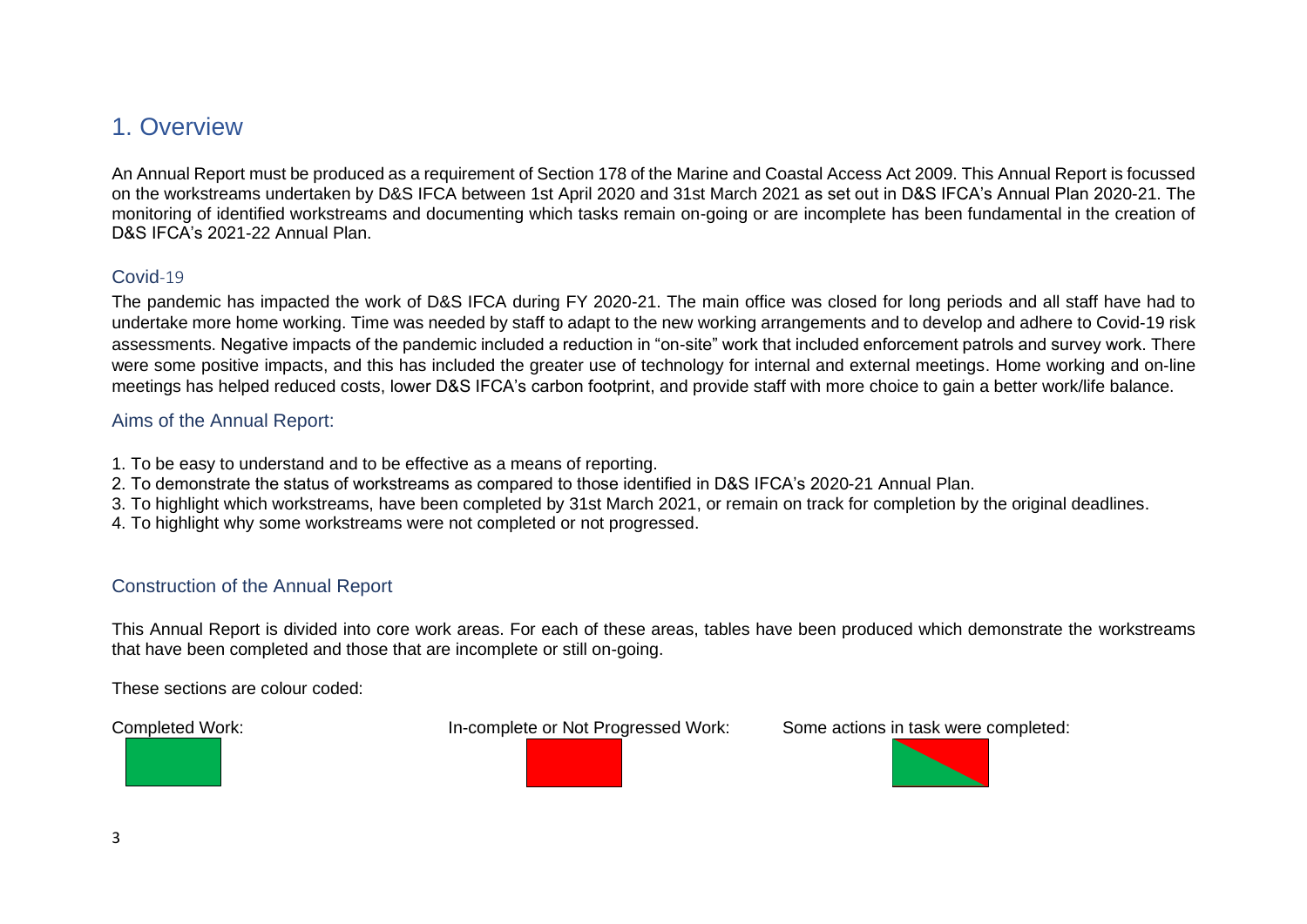# 1. Overview

An Annual Report must be produced as a requirement of Section 178 of the Marine and Coastal Access Act 2009. This Annual Report is focussed on the workstreams undertaken by D&S IFCA between 1st April 2020 and 31st March 2021 as set out in D&S IFCA's Annual Plan 2020-21. The monitoring of identified workstreams and documenting which tasks remain on-going or are incomplete has been fundamental in the creation of D&S IFCA's 2021-22 Annual Plan.

## Covid-19

The pandemic has impacted the work of D&S IFCA during FY 2020-21. The main office was closed for long periods and all staff have had to undertake more home working. Time was needed by staff to adapt to the new working arrangements and to develop and adhere to Covid-19 risk assessments. Negative impacts of the pandemic included a reduction in "on-site" work that included enforcement patrols and survey work. There were some positive impacts, and this has included the greater use of technology for internal and external meetings. Home working and on-line meetings has helped reduced costs, lower D&S IFCA's carbon footprint, and provide staff with more choice to gain a better work/life balance.

## Aims of the Annual Report:

1. To be easy to understand and to be effective as a means of reporting.
2. To demonstrate the status of workstreams as compared to those identified in D&S IFCA's 2020-21 Annual Plan.
3. To highlight which workstreams, have been completed by 31st March 2021, or remain on track for completion by the original deadlines.
4. To highlight why some workstreams were not completed or not progressed.

## Construction of the Annual Report

This Annual Report is divided into core work areas. For each of these areas, tables have been produced which demonstrate the workstreams that have been completed and those that are incomplete or still on-going.

These sections are colour coded:

Completed Work:

In-complete or Not Progressed Work:

Some actions in task were completed: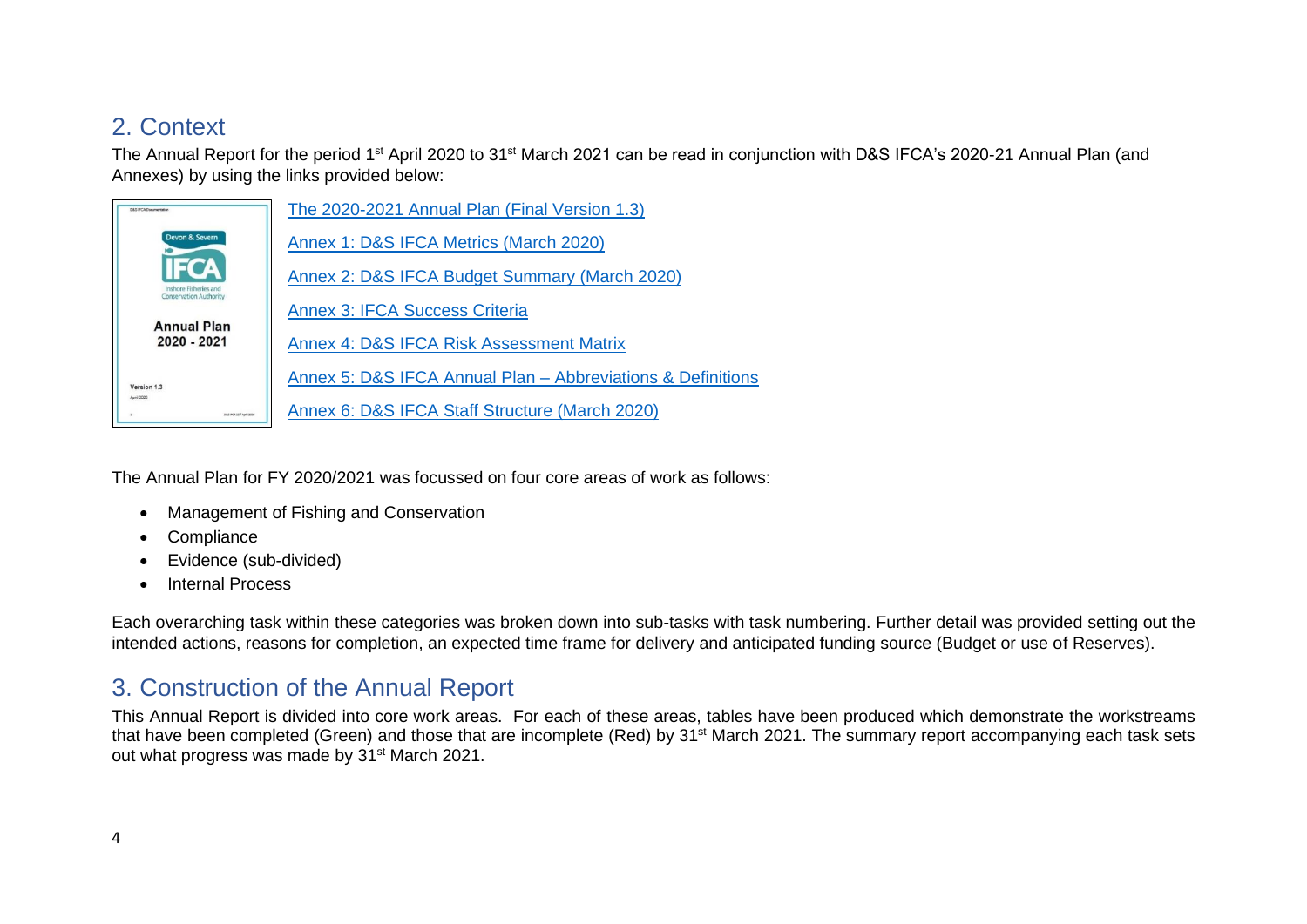## 2. Context

The Annual Report for the period 1st April 2020 to 31st March 2021 can be read in conjunction with D&S IFCA's 2020-21 Annual Plan (and Annexes) by using the links provided below:

[The 2020-2021 Annual Plan (Final Version 1.3)]

[Annex 1: D&S IFCA Metrics (March 2020)]

[Annex 2: D&S IFCA Budget Summary (March 2020)]

[Annex 3: IFCA Success Criteria]

[Annex 4: D&S IFCA Risk Assessment Matrix]

[Annex 5: D&S IFCA Annual Plan – Abbreviations & Definitions]

[Annex 6: D&S IFCA Staff Structure (March 2020)]

The Annual Plan for FY 2020/2021 was focussed on four core areas of work as follows:

- Management of Fishing and Conservation
- Compliance
- Evidence (sub-divided)
- Internal Process

Each overarching task within these categories was broken down into sub-tasks with task numbering. Further detail was provided setting out the intended actions, reasons for completion, an expected time frame for delivery and anticipated funding source (Budget or use of Reserves).

## 3. Construction of the Annual Report

This Annual Report is divided into core work areas. For each of these areas, tables have been produced which demonstrate the workstreams that have been completed (Green) and those that are incomplete (Red) by 31st March 2021. The summary report accompanying each task sets out what progress was made by 31st March 2021.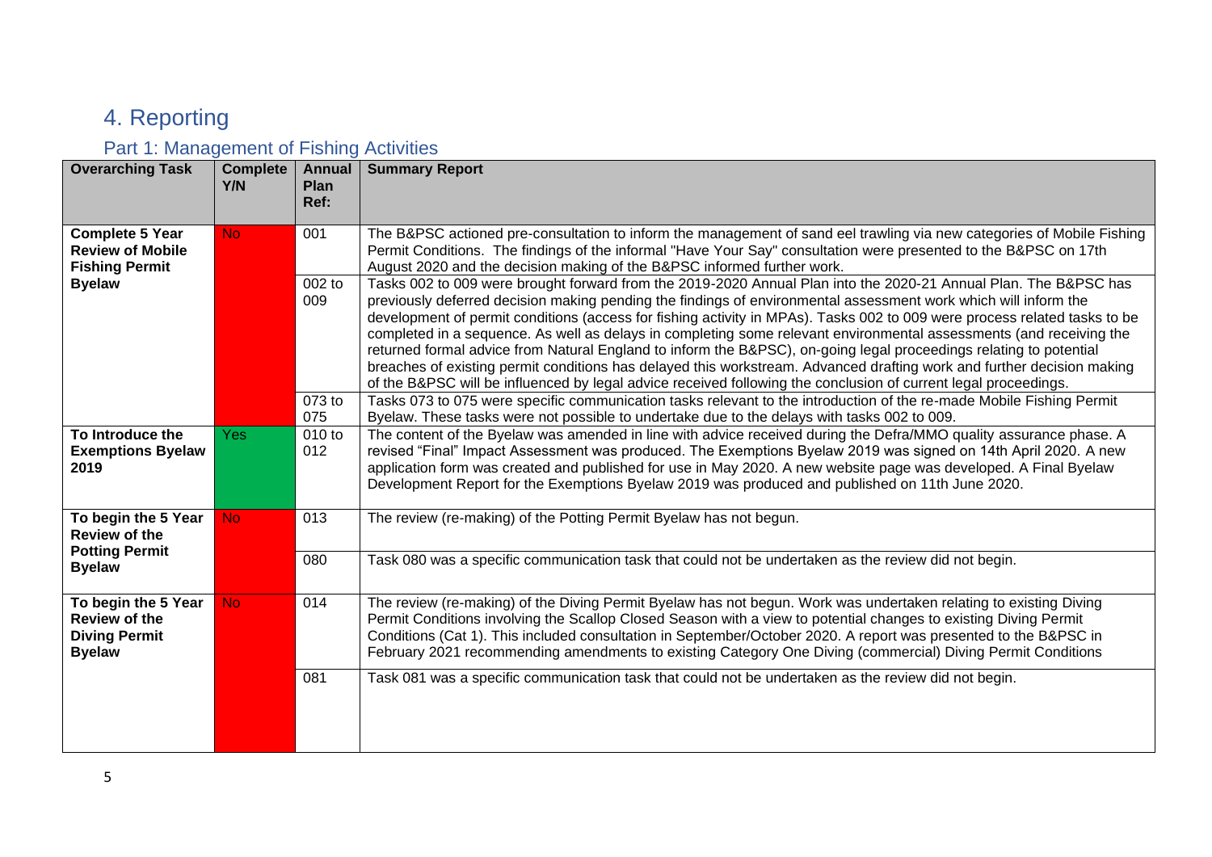# 4. Reporting

## Part 1: Management of Fishing Activities

| Overarching Task | Complete Y/N | Annual Plan Ref: | Summary Report |
|---|---|---|---|
| **Complete 5 Year Review of Mobile Fishing Permit Byelaw** | No | 001 | The B&PSC actioned pre-consultation to inform the management of sand eel trawling via new categories of Mobile Fishing Permit Conditions. The findings of the informal "Have Your Say" consultation were presented to the B&PSC on 17th August 2020 and the decision making of the B&PSC informed further work. |
| | | 002 to 009 | Tasks 002 to 009 were brought forward from the 2019-2020 Annual Plan into the 2020-21 Annual Plan. The B&PSC has previously deferred decision making pending the findings of environmental assessment work which will inform the development of permit conditions (access for fishing activity in MPAs). Tasks 002 to 009 were process related tasks to be completed in a sequence. As well as delays in completing some relevant environmental assessments (and receiving the returned formal advice from Natural England to inform the B&PSC), on-going legal proceedings relating to potential breaches of existing permit conditions has delayed this workstream. Advanced drafting work and further decision making of the B&PSC will be influenced by legal advice received following the conclusion of current legal proceedings. |
| | | 073 to 075 | Tasks 073 to 075 were specific communication tasks relevant to the introduction of the re-made Mobile Fishing Permit Byelaw. These tasks were not possible to undertake due to the delays with tasks 002 to 009. |
| **To Introduce the Exemptions Byelaw 2019** | Yes | 010 to 012 | The content of the Byelaw was amended in line with advice received during the Defra/MMO quality assurance phase. A revised "Final" Impact Assessment was produced. The Exemptions Byelaw 2019 was signed on 14th April 2020. A new application form was created and published for use in May 2020. A new website page was developed. A Final Byelaw Development Report for the Exemptions Byelaw 2019 was produced and published on 11th June 2020. |
| **To begin the 5 Year Review of the Potting Permit Byelaw** | No | 013 | The review (re-making) of the Potting Permit Byelaw has not begun. |
| | | 080 | Task 080 was a specific communication task that could not be undertaken as the review did not begin. |
| **To begin the 5 Year Review of the Diving Permit Byelaw** | No | 014 | The review (re-making) of the Diving Permit Byelaw has not begun. Work was undertaken relating to existing Diving Permit Conditions involving the Scallop Closed Season with a view to potential changes to existing Diving Permit Conditions (Cat 1). This included consultation in September/October 2020. A report was presented to the B&PSC in February 2021 recommending amendments to existing Category One Diving (commercial) Diving Permit Conditions |
| | | 081 | Task 081 was a specific communication task that could not be undertaken as the review did not begin. |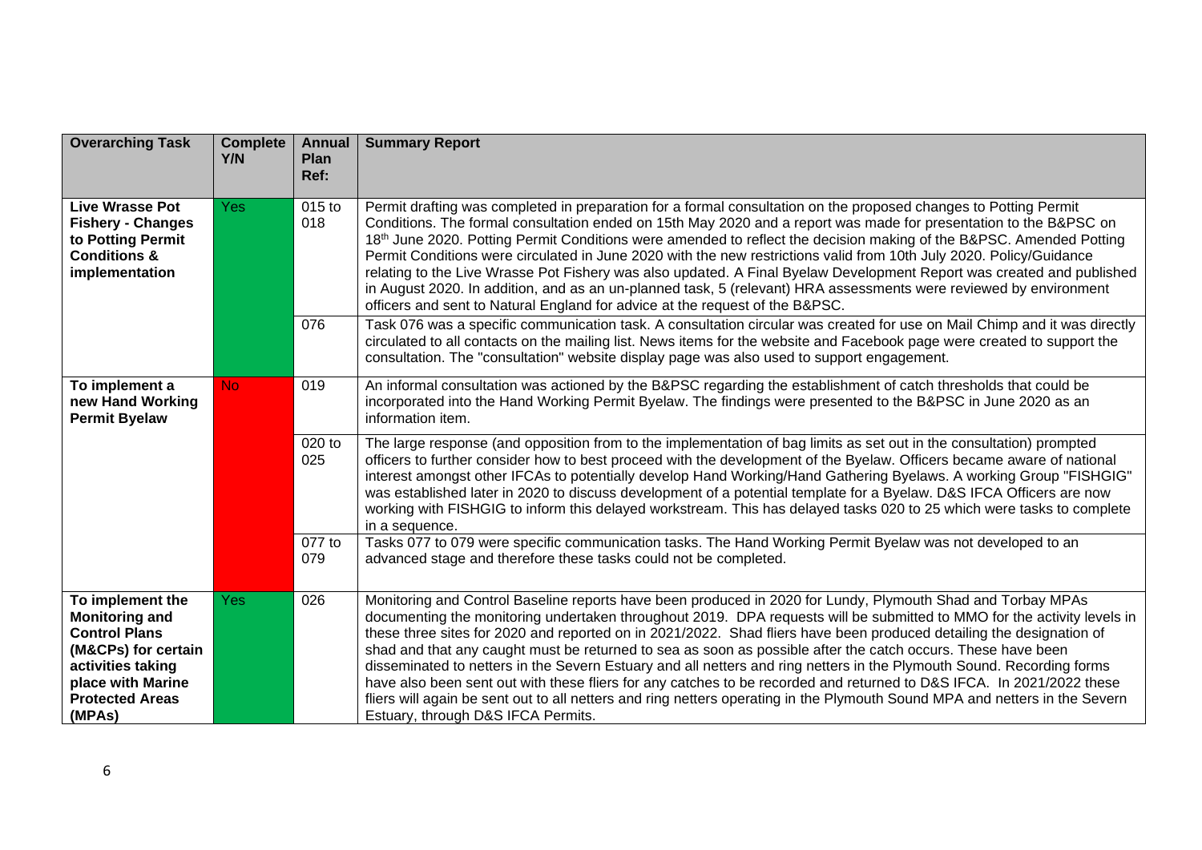| Overarching Task | Complete Y/N | Annual Plan Ref: | Summary Report |
|---|---|---|---|
| **Live Wrasse Pot Fishery - Changes to Potting Permit Conditions & implementation** | Yes | 015 to 018 | Permit drafting was completed in preparation for a formal consultation on the proposed changes to Potting Permit Conditions. The formal consultation ended on 15th May 2020 and a report was made for presentation to the B&PSC on 18th June 2020. Potting Permit Conditions were amended to reflect the decision making of the B&PSC. Amended Potting Permit Conditions were circulated in June 2020 with the new restrictions valid from 10th July 2020. Policy/Guidance relating to the Live Wrasse Pot Fishery was also updated. A Final Byelaw Development Report was created and published in August 2020. In addition, and as an un-planned task, 5 (relevant) HRA assessments were reviewed by environment officers and sent to Natural England for advice at the request of the B&PSC. |
| | | 076 | Task 076 was a specific communication task. A consultation circular was created for use on Mail Chimp and it was directly circulated to all contacts on the mailing list. News items for the website and Facebook page were created to support the consultation. The "consultation" website display page was also used to support engagement. |
| **To implement a new Hand Working Permit Byelaw** | No | 019 | An informal consultation was actioned by the B&PSC regarding the establishment of catch thresholds that could be incorporated into the Hand Working Permit Byelaw. The findings were presented to the B&PSC in June 2020 as an information item. |
| | | 020 to 025 | The large response (and opposition from to the implementation of bag limits as set out in the consultation) prompted officers to further consider how to best proceed with the development of the Byelaw. Officers became aware of national interest amongst other IFCAs to potentially develop Hand Working/Hand Gathering Byelaws. A working Group "FISHGIG" was established later in 2020 to discuss development of a potential template for a Byelaw. D&S IFCA Officers are now working with FISHGIG to inform this delayed workstream. This has delayed tasks 020 to 25 which were tasks to complete in a sequence. |
| | | 077 to 079 | Tasks 077 to 079 were specific communication tasks. The Hand Working Permit Byelaw was not developed to an advanced stage and therefore these tasks could not be completed. |
| **To implement the Monitoring and Control Plans (M&CPs) for certain activities taking place with Marine Protected Areas (MPAs)** | Yes | 026 | Monitoring and Control Baseline reports have been produced in 2020 for Lundy, Plymouth Shad and Torbay MPAs documenting the monitoring undertaken throughout 2019. DPA requests will be submitted to MMO for the activity levels in these three sites for 2020 and reported on in 2021/2022. Shad fliers have been produced detailing the designation of shad and that any caught must be returned to sea as soon as possible after the catch occurs. These have been disseminated to netters in the Severn Estuary and all netters and ring netters in the Plymouth Sound. Recording forms have also been sent out with these fliers for any catches to be recorded and returned to D&S IFCA. In 2021/2022 these fliers will again be sent out to all netters and ring netters operating in the Plymouth Sound MPA and netters in the Severn Estuary, through D&S IFCA Permits. |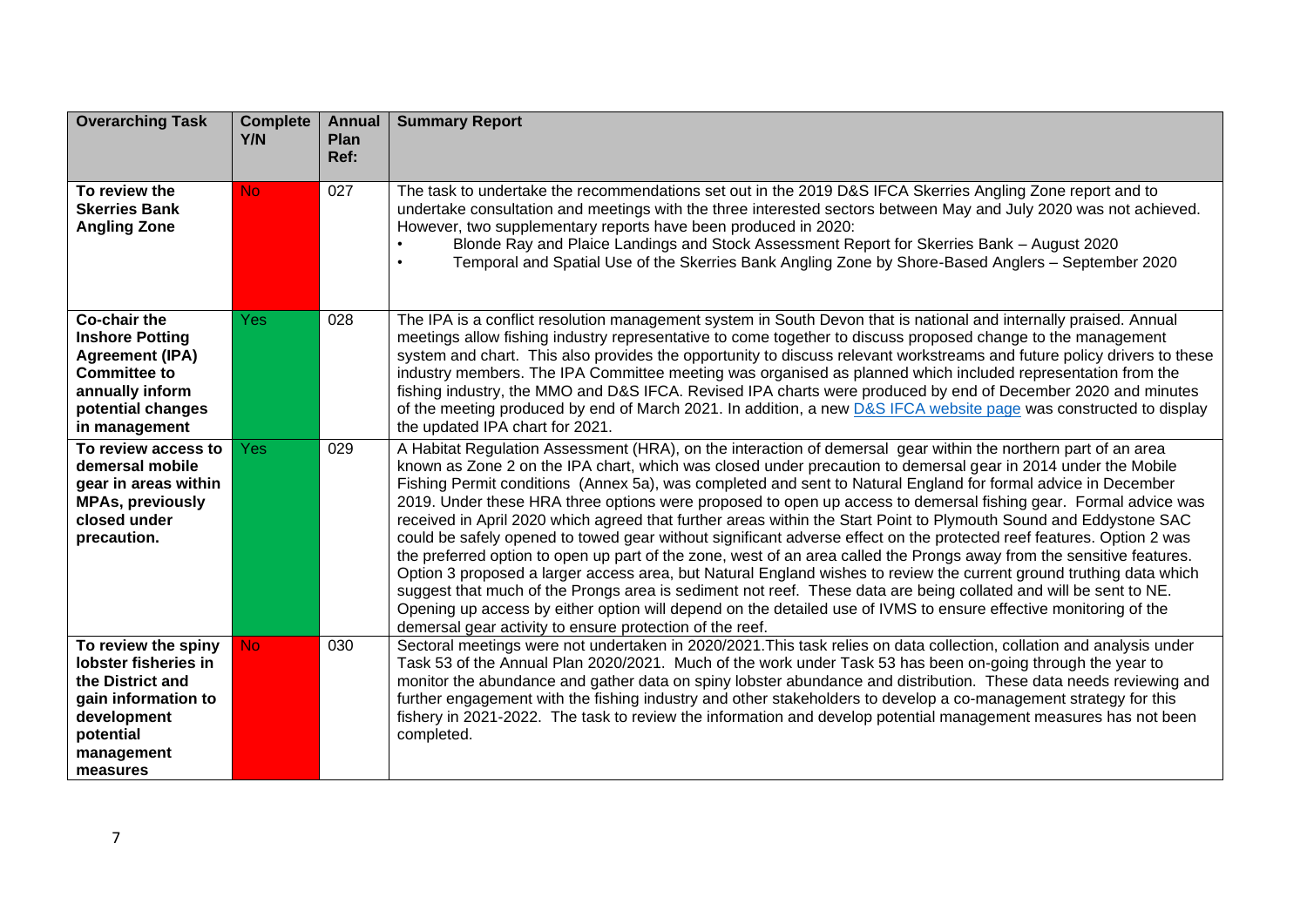| Overarching Task | Complete Y/N | Annual Plan Ref: | Summary Report |
| --- | --- | --- | --- |
| **To review the Skerries Bank Angling Zone** | No | 027 | The task to undertake the recommendations set out in the 2019 D&S IFCA Skerries Angling Zone report and to undertake consultation and meetings with the three interested sectors between May and July 2020 was not achieved. However, two supplementary reports have been produced in 2020:<br>• Blonde Ray and Plaice Landings and Stock Assessment Report for Skerries Bank – August 2020<br>• Temporal and Spatial Use of the Skerries Bank Angling Zone by Shore-Based Anglers – September 2020 |
| **Co-chair the Inshore Potting Agreement (IPA) Committee to annually inform potential changes in management** | Yes | 028 | The IPA is a conflict resolution management system in South Devon that is national and internally praised. Annual meetings allow fishing industry representative to come together to discuss proposed change to the management system and chart. This also provides the opportunity to discuss relevant workstreams and future policy drivers to these industry members. The IPA Committee meeting was organised as planned which included representation from the fishing industry, the MMO and D&S IFCA. Revised IPA charts were produced by end of December 2020 and minutes of the meeting produced by end of March 2021. In addition, a new D&S IFCA website page was constructed to display the updated IPA chart for 2021. |
| **To review access to demersal mobile gear in areas within MPAs, previously closed under precaution.** | Yes | 029 | A Habitat Regulation Assessment (HRA), on the interaction of demersal gear within the northern part of an area known as Zone 2 on the IPA chart, which was closed under precaution to demersal gear in 2014 under the Mobile Fishing Permit conditions (Annex 5a), was completed and sent to Natural England for formal advice in December 2019. Under these HRA three options were proposed to open up access to demersal fishing gear. Formal advice was received in April 2020 which agreed that further areas within the Start Point to Plymouth Sound and Eddystone SAC could be safely opened to towed gear without significant adverse effect on the protected reef features. Option 2 was the preferred option to open up part of the zone, west of an area called the Prongs away from the sensitive features. Option 3 proposed a larger access area, but Natural England wishes to review the current ground truthing data which suggest that much of the Prongs area is sediment not reef. These data are being collated and will be sent to NE. Opening up access by either option will depend on the detailed use of IVMS to ensure effective monitoring of the demersal gear activity to ensure protection of the reef. |
| **To review the spiny lobster fisheries in the District and gain information to development potential management measures** | No | 030 | Sectoral meetings were not undertaken in 2020/2021. This task relies on data collection, collation and analysis under Task 53 of the Annual Plan 2020/2021. Much of the work under Task 53 has been on-going through the year to monitor the abundance and gather data on spiny lobster abundance and distribution. These data needs reviewing and further engagement with the fishing industry and other stakeholders to develop a co-management strategy for this fishery in 2021-2022. The task to review the information and develop potential management measures has not been completed. |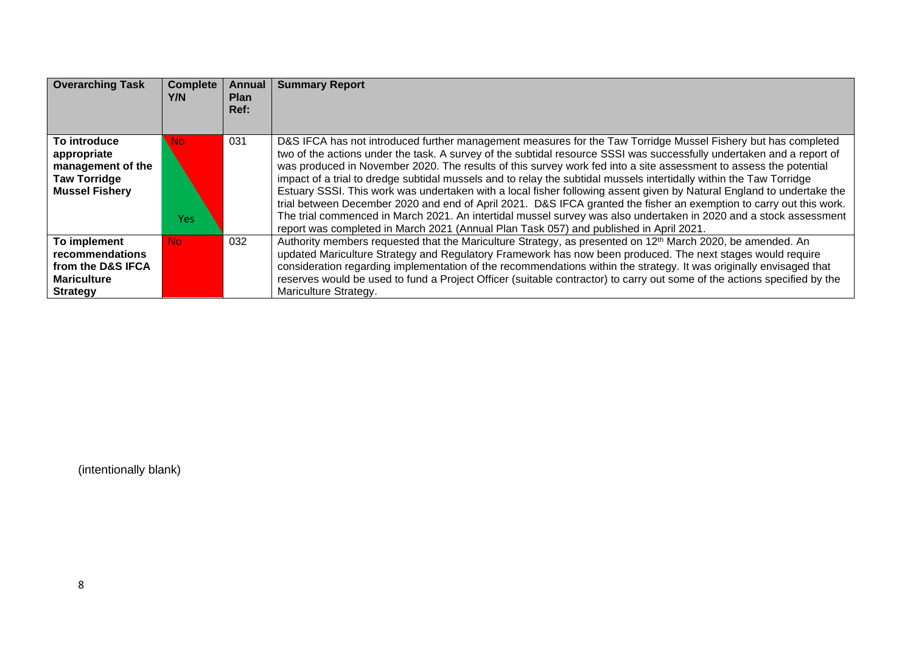| Overarching Task | Complete Y/N | Annual Plan Ref: | Summary Report |
|---|---|---|---|
| **To introduce appropriate management of the Taw Torridge Mussel Fishery** | No / Yes | 031 | D&S IFCA has not introduced further management measures for the Taw Torridge Mussel Fishery but has completed two of the actions under the task. A survey of the subtidal resource SSSI was successfully undertaken and a report of was produced in November 2020. The results of this survey work fed into a site assessment to assess the potential impact of a trial to dredge subtidal mussels and to relay the subtidal mussels intertidally within the Taw Torridge Estuary SSSI. This work was undertaken with a local fisher following assent given by Natural England to undertake the trial between December 2020 and end of April 2021. D&S IFCA granted the fisher an exemption to carry out this work. The trial commenced in March 2021. An intertidal mussel survey was also undertaken in 2020 and a stock assessment report was completed in March 2021 (Annual Plan Task 057) and published in April 2021. |
| **To implement recommendations from the D&S IFCA Mariculture Strategy** | No | 032 | Authority members requested that the Mariculture Strategy, as presented on 12th March 2020, be amended. An updated Mariculture Strategy and Regulatory Framework has now been produced. The next stages would require consideration regarding implementation of the recommendations within the strategy. It was originally envisaged that reserves would be used to fund a Project Officer (suitable contractor) to carry out some of the actions specified by the Mariculture Strategy. |

(intentionally blank)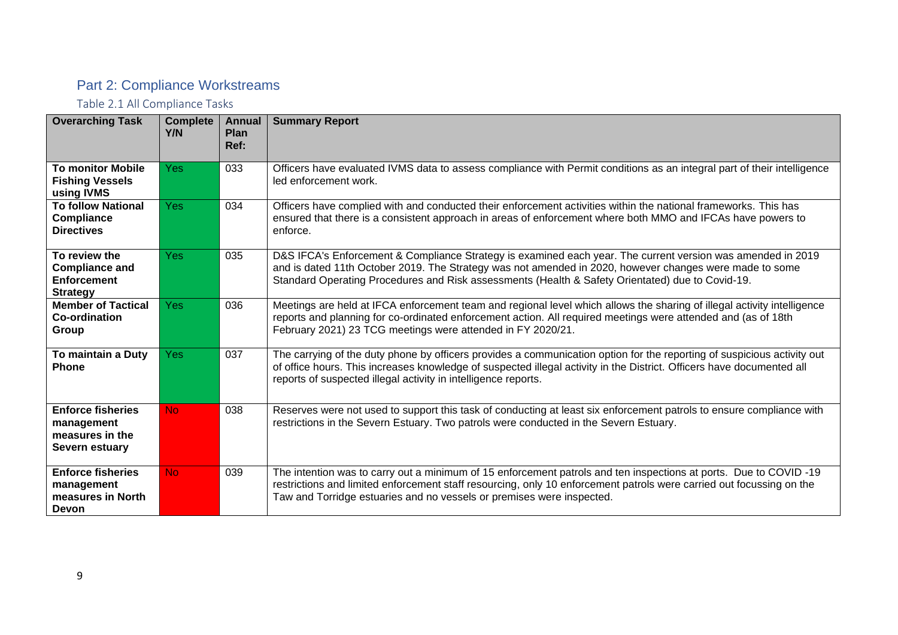## Part 2: Compliance Workstreams

### Table 2.1 All Compliance Tasks

| Overarching Task | Complete Y/N | Annual Plan Ref: | Summary Report |
|---|---|---|---|
| **To monitor Mobile Fishing Vessels using IVMS** | Yes | 033 | Officers have evaluated IVMS data to assess compliance with Permit conditions as an integral part of their intelligence led enforcement work. |
| **To follow National Compliance Directives** | Yes | 034 | Officers have complied with and conducted their enforcement activities within the national frameworks. This has ensured that there is a consistent approach in areas of enforcement where both MMO and IFCAs have powers to enforce. |
| **To review the Compliance and Enforcement Strategy** | Yes | 035 | D&S IFCA's Enforcement & Compliance Strategy is examined each year. The current version was amended in 2019 and is dated 11th October 2019. The Strategy was not amended in 2020, however changes were made to some Standard Operating Procedures and Risk assessments (Health & Safety Orientated) due to Covid-19. |
| **Member of Tactical Co-ordination Group** | Yes | 036 | Meetings are held at IFCA enforcement team and regional level which allows the sharing of illegal activity intelligence reports and planning for co-ordinated enforcement action. All required meetings were attended and (as of 18th February 2021) 23 TCG meetings were attended in FY 2020/21. |
| **To maintain a Duty Phone** | Yes | 037 | The carrying of the duty phone by officers provides a communication option for the reporting of suspicious activity out of office hours. This increases knowledge of suspected illegal activity in the District. Officers have documented all reports of suspected illegal activity in intelligence reports. |
| **Enforce fisheries management measures in the Severn estuary** | No | 038 | Reserves were not used to support this task of conducting at least six enforcement patrols to ensure compliance with restrictions in the Severn Estuary. Two patrols were conducted in the Severn Estuary. |
| **Enforce fisheries management measures in North Devon** | No | 039 | The intention was to carry out a minimum of 15 enforcement patrols and ten inspections at ports. Due to COVID -19 restrictions and limited enforcement staff resourcing, only 10 enforcement patrols were carried out focussing on the Taw and Torridge estuaries and no vessels or premises were inspected. |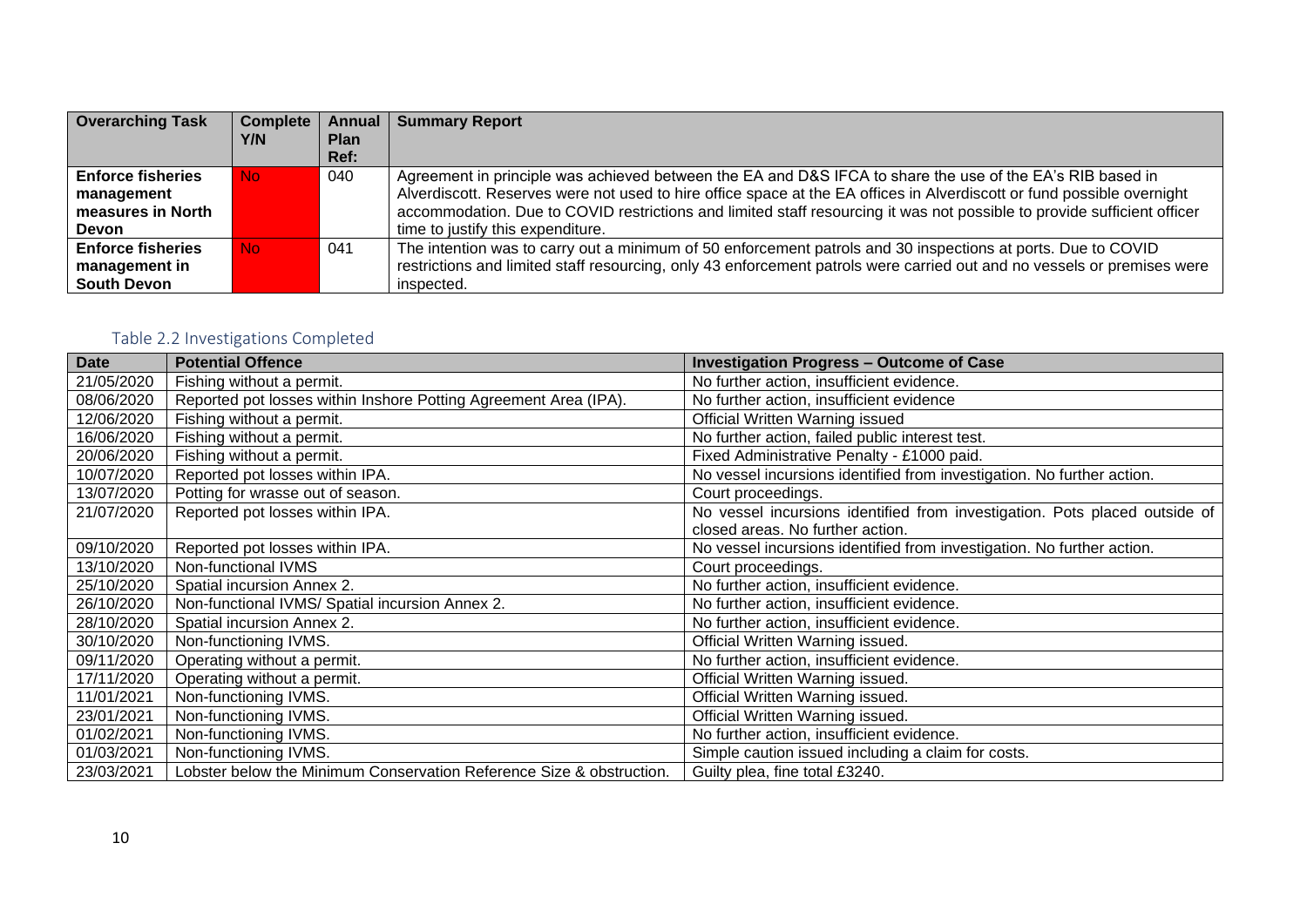| Overarching Task | Complete Y/N | Annual Plan Ref: | Summary Report |
|---|---|---|---|
| **Enforce fisheries management measures in North Devon** | No | 040 | Agreement in principle was achieved between the EA and D&S IFCA to share the use of the EA's RIB based in Alverdiscott. Reserves were not used to hire office space at the EA offices in Alverdiscott or fund possible overnight accommodation. Due to COVID restrictions and limited staff resourcing it was not possible to provide sufficient officer time to justify this expenditure. |
| **Enforce fisheries management in South Devon** | No | 041 | The intention was to carry out a minimum of 50 enforcement patrols and 30 inspections at ports. Due to COVID restrictions and limited staff resourcing, only 43 enforcement patrols were carried out and no vessels or premises were inspected. |

## Table 2.2 Investigations Completed

| Date | Potential Offence | Investigation Progress – Outcome of Case |
|---|---|---|
| 21/05/2020 | Fishing without a permit. | No further action, insufficient evidence. |
| 08/06/2020 | Reported pot losses within Inshore Potting Agreement Area (IPA). | No further action, insufficient evidence |
| 12/06/2020 | Fishing without a permit. | Official Written Warning issued |
| 16/06/2020 | Fishing without a permit. | No further action, failed public interest test. |
| 20/06/2020 | Fishing without a permit. | Fixed Administrative Penalty - £1000 paid. |
| 10/07/2020 | Reported pot losses within IPA. | No vessel incursions identified from investigation. No further action. |
| 13/07/2020 | Potting for wrasse out of season. | Court proceedings. |
| 21/07/2020 | Reported pot losses within IPA. | No vessel incursions identified from investigation. Pots placed outside of closed areas. No further action. |
| 09/10/2020 | Reported pot losses within IPA. | No vessel incursions identified from investigation. No further action. |
| 13/10/2020 | Non-functional IVMS | Court proceedings. |
| 25/10/2020 | Spatial incursion Annex 2. | No further action, insufficient evidence. |
| 26/10/2020 | Non-functional IVMS/ Spatial incursion Annex 2. | No further action, insufficient evidence. |
| 28/10/2020 | Spatial incursion Annex 2. | No further action, insufficient evidence. |
| 30/10/2020 | Non-functioning IVMS. | Official Written Warning issued. |
| 09/11/2020 | Operating without a permit. | No further action, insufficient evidence. |
| 17/11/2020 | Operating without a permit. | Official Written Warning issued. |
| 11/01/2021 | Non-functioning IVMS. | Official Written Warning issued. |
| 23/01/2021 | Non-functioning IVMS. | Official Written Warning issued. |
| 01/02/2021 | Non-functioning IVMS. | No further action, insufficient evidence. |
| 01/03/2021 | Non-functioning IVMS. | Simple caution issued including a claim for costs. |
| 23/03/2021 | Lobster below the Minimum Conservation Reference Size & obstruction. | Guilty plea, fine total £3240. |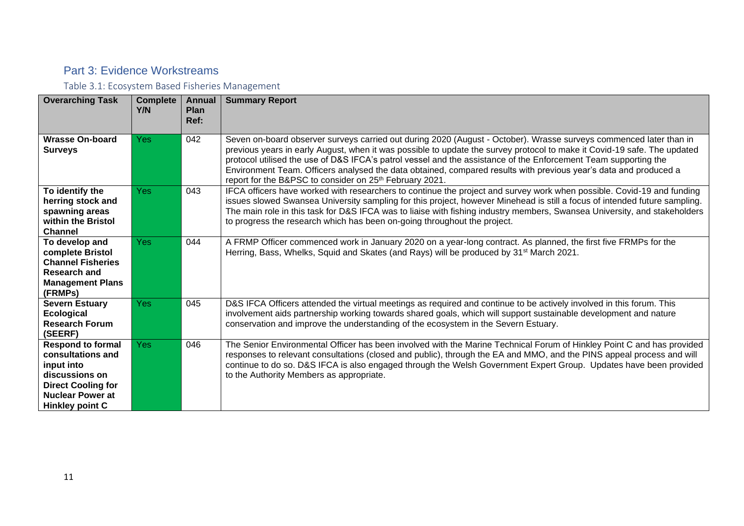## Part 3: Evidence Workstreams

### Table 3.1: Ecosystem Based Fisheries Management

| Overarching Task | Complete Y/N | Annual Plan Ref: | Summary Report |
|---|---|---|---|
| **Wrasse On-board Surveys** | Yes | 042 | Seven on-board observer surveys carried out during 2020 (August - October). Wrasse surveys commenced later than in previous years in early August, when it was possible to update the survey protocol to make it Covid-19 safe. The updated protocol utilised the use of D&S IFCA's patrol vessel and the assistance of the Enforcement Team supporting the Environment Team. Officers analysed the data obtained, compared results with previous year's data and produced a report for the B&PSC to consider on 25th February 2021. |
| **To identify the herring stock and spawning areas within the Bristol Channel** | Yes | 043 | IFCA officers have worked with researchers to continue the project and survey work when possible. Covid-19 and funding issues slowed Swansea University sampling for this project, however Minehead is still a focus of intended future sampling. The main role in this task for D&S IFCA was to liaise with fishing industry members, Swansea University, and stakeholders to progress the research which has been on-going throughout the project. |
| **To develop and complete Bristol Channel Fisheries Research and Management Plans (FRMPs)** | Yes | 044 | A FRMP Officer commenced work in January 2020 on a year-long contract. As planned, the first five FRMPs for the Herring, Bass, Whelks, Squid and Skates (and Rays) will be produced by 31st March 2021. |
| **Severn Estuary Ecological Research Forum (SEERF)** | Yes | 045 | D&S IFCA Officers attended the virtual meetings as required and continue to be actively involved in this forum. This involvement aids partnership working towards shared goals, which will support sustainable development and nature conservation and improve the understanding of the ecosystem in the Severn Estuary. |
| **Respond to formal consultations and input into discussions on Direct Cooling for Nuclear Power at Hinkley point C** | Yes | 046 | The Senior Environmental Officer has been involved with the Marine Technical Forum of Hinkley Point C and has provided responses to relevant consultations (closed and public), through the EA and MMO, and the PINS appeal process and will continue to do so. D&S IFCA is also engaged through the Welsh Government Expert Group. Updates have been provided to the Authority Members as appropriate. |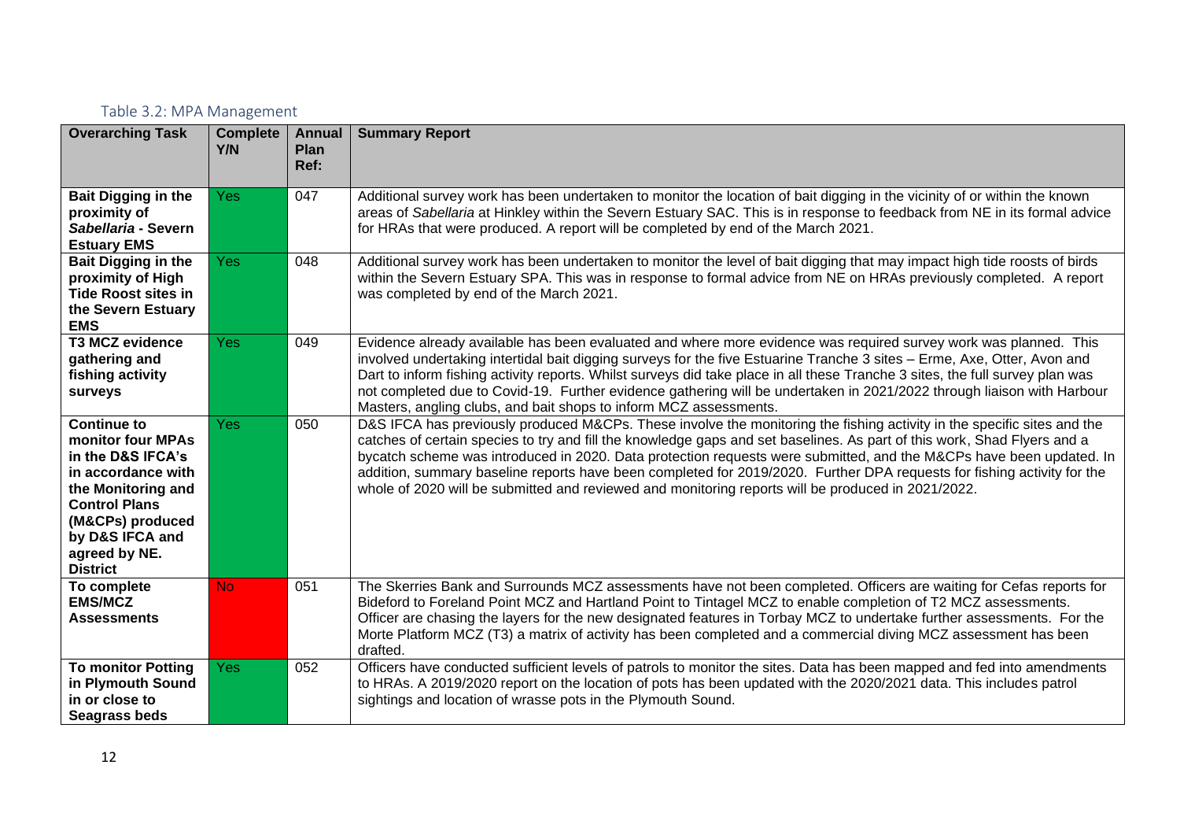### Table 3.2: MPA Management

| Overarching Task | Complete Y/N | Annual Plan Ref: | Summary Report |
|---|---|---|---|
| **Bait Digging in the proximity of *Sabellaria* - Severn Estuary EMS** | Yes | 047 | Additional survey work has been undertaken to monitor the location of bait digging in the vicinity of or within the known areas of *Sabellaria* at Hinkley within the Severn Estuary SAC. This is in response to feedback from NE in its formal advice for HRAs that were produced. A report will be completed by end of the March 2021. |
| **Bait Digging in the proximity of High Tide Roost sites in the Severn Estuary EMS** | Yes | 048 | Additional survey work has been undertaken to monitor the level of bait digging that may impact high tide roosts of birds within the Severn Estuary SPA. This was in response to formal advice from NE on HRAs previously completed. A report was completed by end of the March 2021. |
| **T3 MCZ evidence gathering and fishing activity surveys** | Yes | 049 | Evidence already available has been evaluated and where more evidence was required survey work was planned. This involved undertaking intertidal bait digging surveys for the five Estuarine Tranche 3 sites – Erme, Axe, Otter, Avon and Dart to inform fishing activity reports. Whilst surveys did take place in all these Tranche 3 sites, the full survey plan was not completed due to Covid-19. Further evidence gathering will be undertaken in 2021/2022 through liaison with Harbour Masters, angling clubs, and bait shops to inform MCZ assessments. |
| **Continue to monitor four MPAs in the D&S IFCA's in accordance with the Monitoring and Control Plans (M&CPs) produced by D&S IFCA and agreed by NE. District** | Yes | 050 | D&S IFCA has previously produced M&CPs. These involve the monitoring the fishing activity in the specific sites and the catches of certain species to try and fill the knowledge gaps and set baselines. As part of this work, Shad Flyers and a bycatch scheme was introduced in 2020. Data protection requests were submitted, and the M&CPs have been updated. In addition, summary baseline reports have been completed for 2019/2020. Further DPA requests for fishing activity for the whole of 2020 will be submitted and reviewed and monitoring reports will be produced in 2021/2022. |
| **To complete EMS/MCZ Assessments** | No | 051 | The Skerries Bank and Surrounds MCZ assessments have not been completed. Officers are waiting for Cefas reports for Bideford to Foreland Point MCZ and Hartland Point to Tintagel MCZ to enable completion of T2 MCZ assessments. Officer are chasing the layers for the new designated features in Torbay MCZ to undertake further assessments. For the Morte Platform MCZ (T3) a matrix of activity has been completed and a commercial diving MCZ assessment has been drafted. |
| **To monitor Potting in Plymouth Sound in or close to Seagrass beds** | Yes | 052 | Officers have conducted sufficient levels of patrols to monitor the sites. Data has been mapped and fed into amendments to HRAs. A 2019/2020 report on the location of pots has been updated with the 2020/2021 data. This includes patrol sightings and location of wrasse pots in the Plymouth Sound. |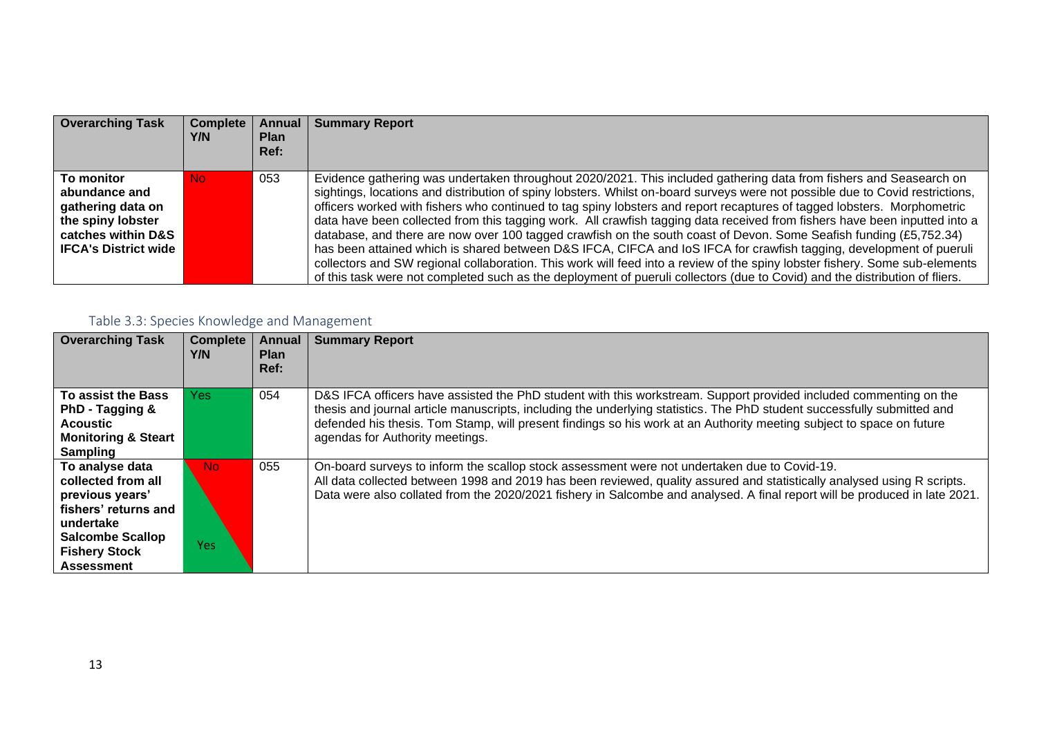| Overarching Task | Complete Y/N | Annual Plan Ref: | Summary Report |
|---|---|---|---|
| **To monitor abundance and gathering data on the spiny lobster catches within D&S IFCA's District wide** | No | 053 | Evidence gathering was undertaken throughout 2020/2021. This included gathering data from fishers and Seasearch on sightings, locations and distribution of spiny lobsters. Whilst on-board surveys were not possible due to Covid restrictions, officers worked with fishers who continued to tag spiny lobsters and report recaptures of tagged lobsters. Morphometric data have been collected from this tagging work. All crawfish tagging data received from fishers have been inputted into a database, and there are now over 100 tagged crawfish on the south coast of Devon. Some Seafish funding (£5,752.34) has been attained which is shared between D&S IFCA, CIFCA and IoS IFCA for crawfish tagging, development of pueruli collectors and SW regional collaboration. This work will feed into a review of the spiny lobster fishery. Some sub-elements of this task were not completed such as the deployment of pueruli collectors (due to Covid) and the distribution of fliers. |

## Table 3.3: Species Knowledge and Management

| Overarching Task | Complete Y/N | Annual Plan Ref: | Summary Report |
|---|---|---|---|
| **To assist the Bass PhD - Tagging & Acoustic Monitoring & Steart Sampling** | Yes | 054 | D&S IFCA officers have assisted the PhD student with this workstream. Support provided included commenting on the thesis and journal article manuscripts, including the underlying statistics. The PhD student successfully submitted and defended his thesis. Tom Stamp, will present findings so his work at an Authority meeting subject to space on future agendas for Authority meetings. |
| **To analyse data collected from all previous years' fishers' returns and undertake Salcombe Scallop Fishery Stock Assessment** | No / Yes | 055 | On-board surveys to inform the scallop stock assessment were not undertaken due to Covid-19. All data collected between 1998 and 2019 has been reviewed, quality assured and statistically analysed using R scripts. Data were also collated from the 2020/2021 fishery in Salcombe and analysed. A final report will be produced in late 2021. |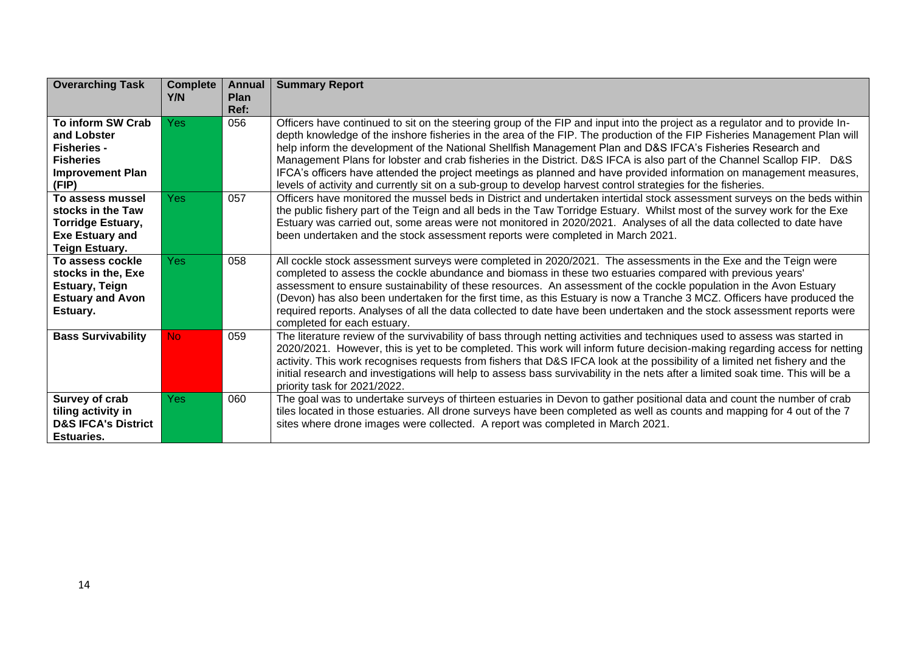| Overarching Task | Complete Y/N | Annual Plan Ref: | Summary Report |
|---|---|---|---|
| **To inform SW Crab and Lobster Fisheries - Fisheries Improvement Plan (FIP)** | Yes | 056 | Officers have continued to sit on the steering group of the FIP and input into the project as a regulator and to provide In-depth knowledge of the inshore fisheries in the area of the FIP. The production of the FIP Fisheries Management Plan will help inform the development of the National Shellfish Management Plan and D&S IFCA's Fisheries Research and Management Plans for lobster and crab fisheries in the District. D&S IFCA is also part of the Channel Scallop FIP. D&S IFCA's officers have attended the project meetings as planned and have provided information on management measures, levels of activity and currently sit on a sub-group to develop harvest control strategies for the fisheries. |
| **To assess mussel stocks in the Taw Torridge Estuary, Exe Estuary and Teign Estuary.** | Yes | 057 | Officers have monitored the mussel beds in District and undertaken intertidal stock assessment surveys on the beds within the public fishery part of the Teign and all beds in the Taw Torridge Estuary. Whilst most of the survey work for the Exe Estuary was carried out, some areas were not monitored in 2020/2021. Analyses of all the data collected to date have been undertaken and the stock assessment reports were completed in March 2021. |
| **To assess cockle stocks in the, Exe Estuary, Teign Estuary and Avon Estuary.** | Yes | 058 | All cockle stock assessment surveys were completed in 2020/2021. The assessments in the Exe and the Teign were completed to assess the cockle abundance and biomass in these two estuaries compared with previous years' assessment to ensure sustainability of these resources. An assessment of the cockle population in the Avon Estuary (Devon) has also been undertaken for the first time, as this Estuary is now a Tranche 3 MCZ. Officers have produced the required reports. Analyses of all the data collected to date have been undertaken and the stock assessment reports were completed for each estuary. |
| **Bass Survivability** | No | 059 | The literature review of the survivability of bass through netting activities and techniques used to assess was started in 2020/2021. However, this is yet to be completed. This work will inform future decision-making regarding access for netting activity. This work recognises requests from fishers that D&S IFCA look at the possibility of a limited net fishery and the initial research and investigations will help to assess bass survivability in the nets after a limited soak time. This will be a priority task for 2021/2022. |
| **Survey of crab tiling activity in D&S IFCA's District Estuaries.** | Yes | 060 | The goal was to undertake surveys of thirteen estuaries in Devon to gather positional data and count the number of crab tiles located in those estuaries. All drone surveys have been completed as well as counts and mapping for 4 out of the 7 sites where drone images were collected. A report was completed in March 2021. |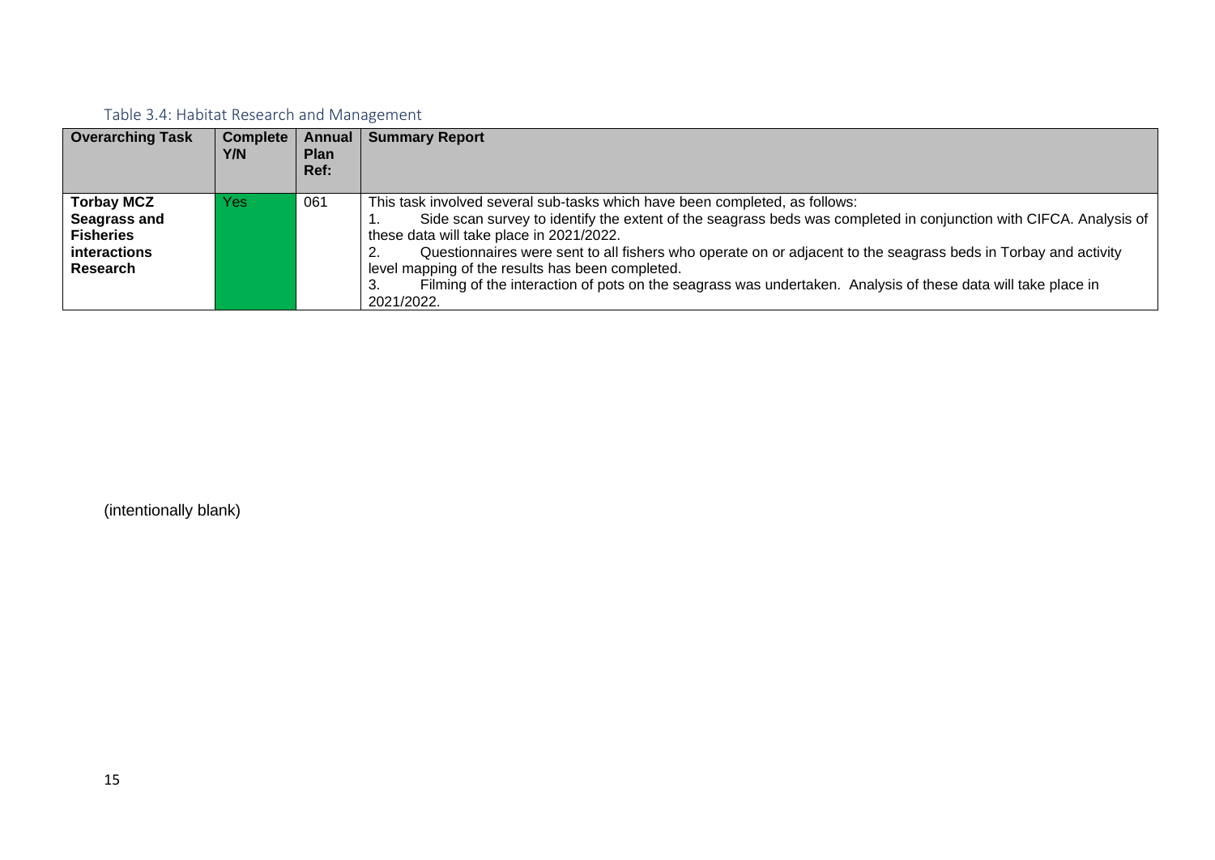### Table 3.4: Habitat Research and Management

| Overarching Task | Complete Y/N | Annual Plan Ref: | Summary Report |
|---|---|---|---|
| **Torbay MCZ Seagrass and Fisheries interactions Research** | Yes | 061 | This task involved several sub-tasks which have been completed, as follows:<br>1. Side scan survey to identify the extent of the seagrass beds was completed in conjunction with CIFCA. Analysis of these data will take place in 2021/2022.<br>2. Questionnaires were sent to all fishers who operate on or adjacent to the seagrass beds in Torbay and activity level mapping of the results has been completed.<br>3. Filming of the interaction of pots on the seagrass was undertaken. Analysis of these data will take place in 2021/2022. |

(intentionally blank)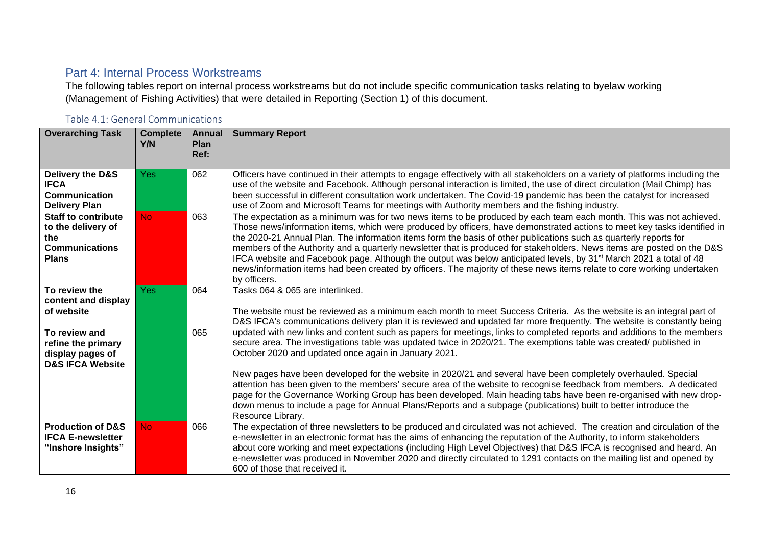## Part 4: Internal Process Workstreams

The following tables report on internal process workstreams but do not include specific communication tasks relating to byelaw working (Management of Fishing Activities) that were detailed in Reporting (Section 1) of this document.

### Table 4.1: General Communications

| Overarching Task | Complete Y/N | Annual Plan Ref: | Summary Report |
|---|---|---|---|
| **Delivery the D&S IFCA Communication Delivery Plan** | Yes | 062 | Officers have continued in their attempts to engage effectively with all stakeholders on a variety of platforms including the use of the website and Facebook. Although personal interaction is limited, the use of direct circulation (Mail Chimp) has been successful in different consultation work undertaken. The Covid-19 pandemic has been the catalyst for increased use of Zoom and Microsoft Teams for meetings with Authority members and the fishing industry. |
| **Staff to contribute to the delivery of the Communications Plans** | No | 063 | The expectation as a minimum was for two news items to be produced by each team each month. This was not achieved. Those news/information items, which were produced by officers, have demonstrated actions to meet key tasks identified in the 2020-21 Annual Plan. The information items form the basis of other publications such as quarterly reports for members of the Authority and a quarterly newsletter that is produced for stakeholders. News items are posted on the D&S IFCA website and Facebook page. Although the output was below anticipated levels, by 31st March 2021 a total of 48 news/information items had been created by officers. The majority of these news items relate to core working undertaken by officers. |
| **To review the content and display of website** | Yes | 064 | Tasks 064 & 065 are interlinked.<br><br>The website must be reviewed as a minimum each month to meet Success Criteria. As the website is an integral part of D&S IFCA's communications delivery plan it is reviewed and updated far more frequently. The website is constantly being updated with new links and content such as papers for meetings, links to completed reports and additions to the members secure area. The investigations table was updated twice in 2020/21. The exemptions table was created/ published in October 2020 and updated once again in January 2021.<br><br>New pages have been developed for the website in 2020/21 and several have been completely overhauled. Special attention has been given to the members' secure area of the website to recognise feedback from members. A dedicated page for the Governance Working Group has been developed. Main heading tabs have been re-organised with new drop-down menus to include a page for Annual Plans/Reports and a subpage (publications) built to better introduce the Resource Library. |
| **To review and refine the primary display pages of D&S IFCA Website** | | 065 | |
| **Production of D&S IFCA E-newsletter "Inshore Insights"** | No | 066 | The expectation of three newsletters to be produced and circulated was not achieved. The creation and circulation of the e-newsletter in an electronic format has the aims of enhancing the reputation of the Authority, to inform stakeholders about core working and meet expectations (including High Level Objectives) that D&S IFCA is recognised and heard. An e-newsletter was produced in November 2020 and directly circulated to 1291 contacts on the mailing list and opened by 600 of those that received it. |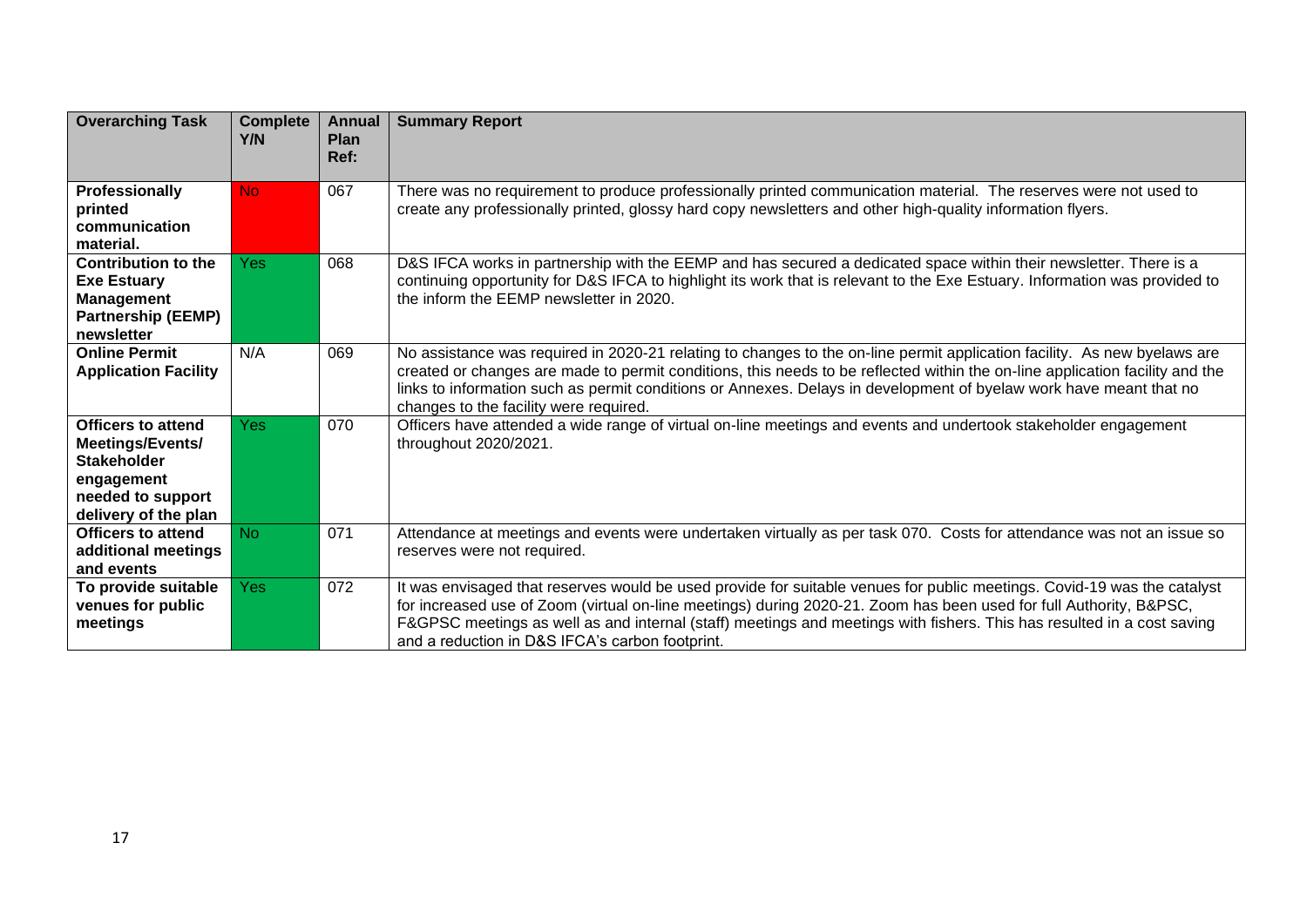| Overarching Task | Complete Y/N | Annual Plan Ref: | Summary Report |
|---|---|---|---|
| **Professionally printed communication material.** | No | 067 | There was no requirement to produce professionally printed communication material. The reserves were not used to create any professionally printed, glossy hard copy newsletters and other high-quality information flyers. |
| **Contribution to the Exe Estuary Management Partnership (EEMP) newsletter** | Yes | 068 | D&S IFCA works in partnership with the EEMP and has secured a dedicated space within their newsletter. There is a continuing opportunity for D&S IFCA to highlight its work that is relevant to the Exe Estuary. Information was provided to the inform the EEMP newsletter in 2020. |
| **Online Permit Application Facility** | N/A | 069 | No assistance was required in 2020-21 relating to changes to the on-line permit application facility. As new byelaws are created or changes are made to permit conditions, this needs to be reflected within the on-line application facility and the links to information such as permit conditions or Annexes. Delays in development of byelaw work have meant that no changes to the facility were required. |
| **Officers to attend Meetings/Events/ Stakeholder engagement needed to support delivery of the plan** | Yes | 070 | Officers have attended a wide range of virtual on-line meetings and events and undertook stakeholder engagement throughout 2020/2021. |
| **Officers to attend additional meetings and events** | No | 071 | Attendance at meetings and events were undertaken virtually as per task 070. Costs for attendance was not an issue so reserves were not required. |
| **To provide suitable venues for public meetings** | Yes | 072 | It was envisaged that reserves would be used provide for suitable venues for public meetings. Covid-19 was the catalyst for increased use of Zoom (virtual on-line meetings) during 2020-21. Zoom has been used for full Authority, B&PSC, F&GPSC meetings as well as and internal (staff) meetings and meetings with fishers. This has resulted in a cost saving and a reduction in D&S IFCA's carbon footprint. |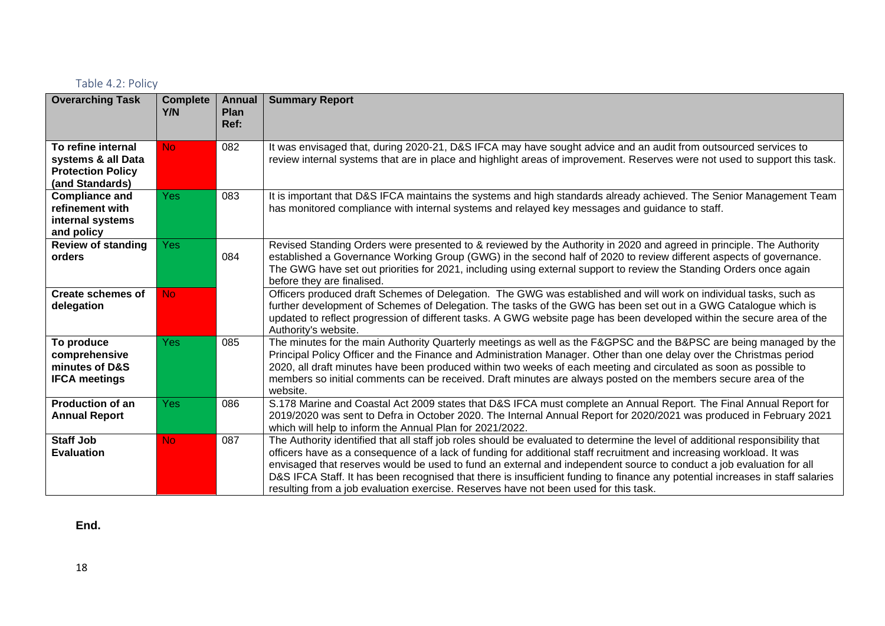### Table 4.2: Policy

| Overarching Task | Complete Y/N | Annual Plan Ref: | Summary Report |
|---|---|---|---|
| **To refine internal systems & all Data Protection Policy (and Standards)** | No | 082 | It was envisaged that, during 2020-21, D&S IFCA may have sought advice and an audit from outsourced services to review internal systems that are in place and highlight areas of improvement. Reserves were not used to support this task. |
| **Compliance and refinement with internal systems and policy** | Yes | 083 | It is important that D&S IFCA maintains the systems and high standards already achieved. The Senior Management Team has monitored compliance with internal systems and relayed key messages and guidance to staff. |
| **Review of standing orders** | Yes | 084 | Revised Standing Orders were presented to & reviewed by the Authority in 2020 and agreed in principle. The Authority established a Governance Working Group (GWG) in the second half of 2020 to review different aspects of governance. The GWG have set out priorities for 2021, including using external support to review the Standing Orders once again before they are finalised. |
| **Create schemes of delegation** | No | | Officers produced draft Schemes of Delegation. The GWG was established and will work on individual tasks, such as further development of Schemes of Delegation. The tasks of the GWG has been set out in a GWG Catalogue which is updated to reflect progression of different tasks. A GWG website page has been developed within the secure area of the Authority's website. |
| **To produce comprehensive minutes of D&S IFCA meetings** | Yes | 085 | The minutes for the main Authority Quarterly meetings as well as the F&GPSC and the B&PSC are being managed by the Principal Policy Officer and the Finance and Administration Manager. Other than one delay over the Christmas period 2020, all draft minutes have been produced within two weeks of each meeting and circulated as soon as possible to members so initial comments can be received. Draft minutes are always posted on the members secure area of the website. |
| **Production of an Annual Report** | Yes | 086 | S.178 Marine and Coastal Act 2009 states that D&S IFCA must complete an Annual Report. The Final Annual Report for 2019/2020 was sent to Defra in October 2020. The Internal Annual Report for 2020/2021 was produced in February 2021 which will help to inform the Annual Plan for 2021/2022. |
| **Staff Job Evaluation** | No | 087 | The Authority identified that all staff job roles should be evaluated to determine the level of additional responsibility that officers have as a consequence of a lack of funding for additional staff recruitment and increasing workload. It was envisaged that reserves would be used to fund an external and independent source to conduct a job evaluation for all D&S IFCA Staff. It has been recognised that there is insufficient funding to finance any potential increases in staff salaries resulting from a job evaluation exercise. Reserves have not been used for this task. |

**End.**